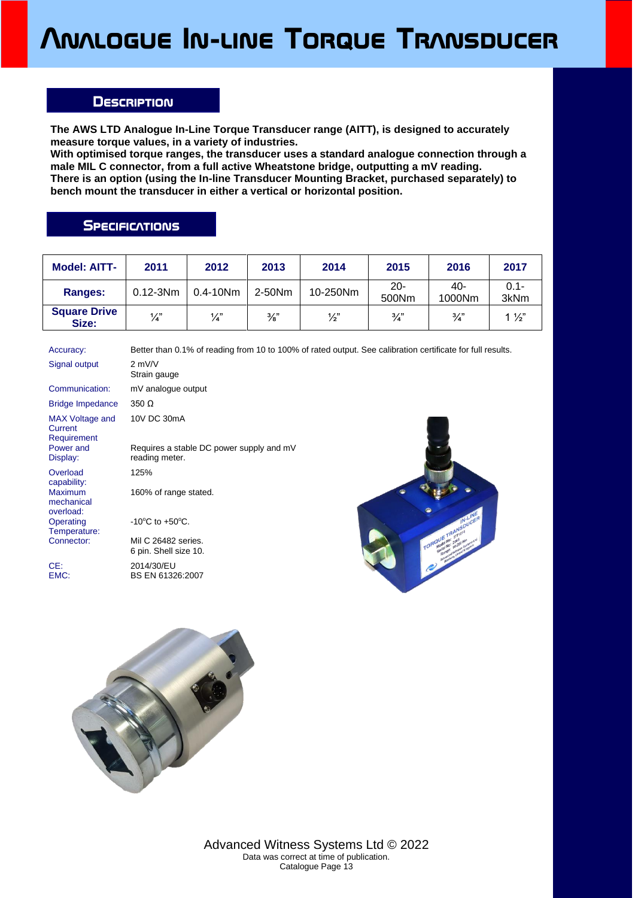# Analogue In-line Torque Transducer

## Description

**The AWS LTD Analogue In-Line Torque Transducer range (AITT), is designed to accurately measure torque values, in a variety of industries.**
**With optimised torque ranges, the transducer uses a standard analogue connection through a male MIL C connector, from a full active Wheatstone bridge, outputting a mV reading.**
**There is an option (using the In-line Transducer Mounting Bracket, purchased separately) to bench mount the transducer in either a vertical or horizontal position.**

## Specifications

| Model: AITT- | 2011 | 2012 | 2013 | 2014 | 2015 | 2016 | 2017 |
|---|---|---|---|---|---|---|---|
| **Ranges:** | 0.12-3Nm | 0.4-10Nm | 2-50Nm | 10-250Nm | 20-500Nm | 40-1000Nm | 0.1-3kNm |
| **Square Drive Size:** | ¼" | ¼" | ⅜" | ½" | ¾" | ¾" | 1 ½" |

| | |
|---|---|
| Accuracy: | Better than 0.1% of reading from 10 to 100% of rated output. See calibration certificate for full results. |
| Signal output | 2 mV/V<br>Strain gauge |
| Communication: | mV analogue output |
| Bridge Impedance | 350 Ω |
| MAX Voltage and Current Requirement | 10V DC 30mA |
| Power and Display: | Requires a stable DC power supply and mV reading meter. |
| Overload capability: | 125% |
| Maximum mechanical overload: | 160% of range stated. |
| Operating Temperature: | -10°C to +50°C. |
| Connector: | Mil C 26482 series.<br>6 pin. Shell size 10. |
| CE: | 2014/30/EU |
| EMC: | BS EN 61326:2007 |

Advanced Witness Systems Ltd © 2022
Data was correct at time of publication.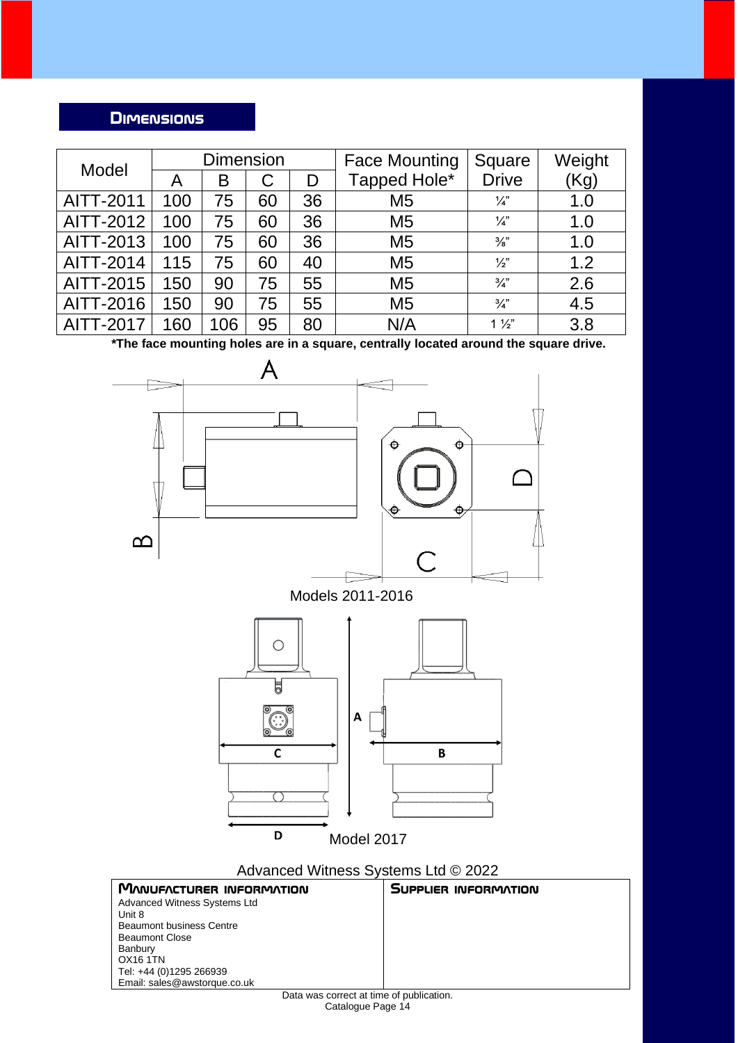## Dimensions

| Model | Dimension | | | | Face Mounting Tapped Hole* | Square Drive | Weight (Kg) |
|---|---|---|---|---|---|---|---|
| | A | B | C | D | | | |
| AITT-2011 | 100 | 75 | 60 | 36 | M5 | ¼" | 1.0 |
| AITT-2012 | 100 | 75 | 60 | 36 | M5 | ¼" | 1.0 |
| AITT-2013 | 100 | 75 | 60 | 36 | M5 | ⅜" | 1.0 |
| AITT-2014 | 115 | 75 | 60 | 40 | M5 | ½" | 1.2 |
| AITT-2015 | 150 | 90 | 75 | 55 | M5 | ¾" | 2.6 |
| AITT-2016 | 150 | 90 | 75 | 55 | M5 | ¾" | 4.5 |
| AITT-2017 | 160 | 106 | 95 | 80 | N/A | 1 ½" | 3.8 |

**\*The face mounting holes are in a square, centrally located around the square drive.**

A

B

C

D

Models 2011-2016

A

B

C

D

Model 2017

Advanced Witness Systems Ltd © 2022

| Manufacturer Information | Supplier Information |
|---|---|
| Advanced Witness Systems Ltd<br>Unit 8<br>Beaumont business Centre<br>Beaumont Close<br>Banbury<br>OX16 1TN<br>Tel: +44 (0)1295 266939<br>Email: sales@awstorque.co.uk | |

Data was correct at time of publication.
Catalogue Page 14